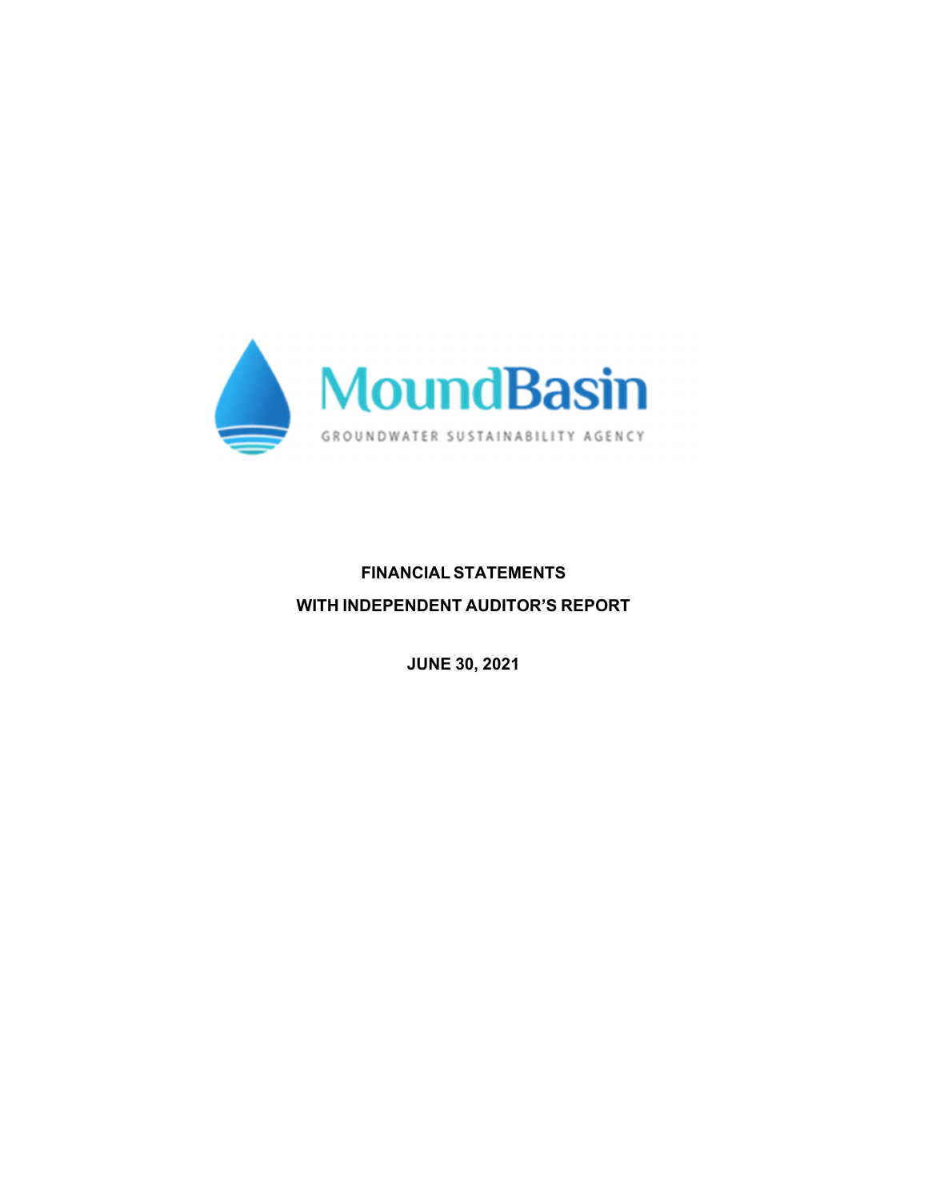MoundBasin

GROUNDWATER SUSTAINABILITY AGENCY

# FINANCIAL STATEMENTS

# WITH INDEPENDENT AUDITOR'S REPORT

**JUNE 30, 2021**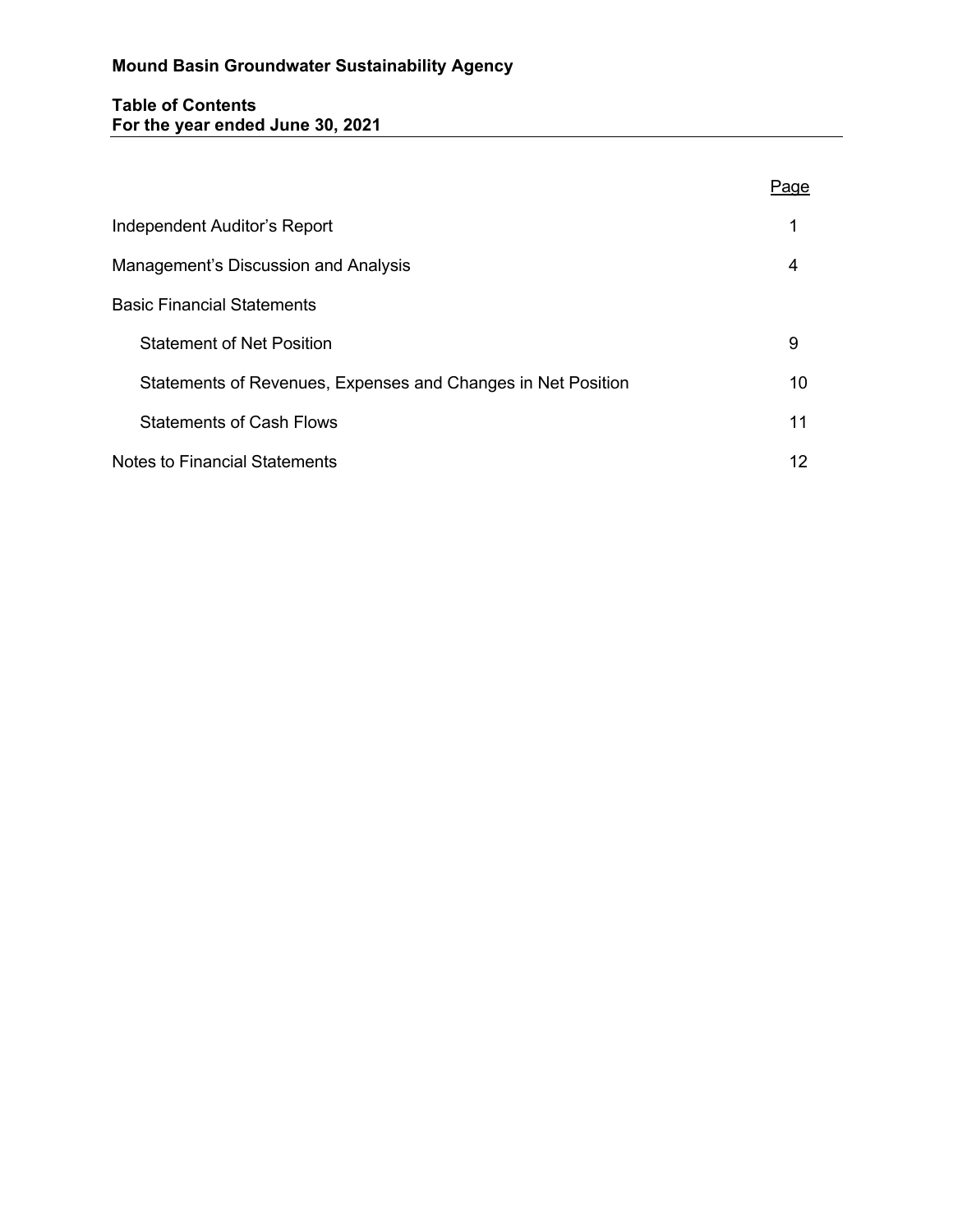**Mound Basin Groundwater Sustainability Agency**

**Table of Contents**
**For the year ended June 30, 2021**

| | Page |
|---|---|
| Independent Auditor's Report | 1 |
| Management's Discussion and Analysis | 4 |
| Basic Financial Statements | |
| Statement of Net Position | 9 |
| Statements of Revenues, Expenses and Changes in Net Position | 10 |
| Statements of Cash Flows | 11 |
| Notes to Financial Statements | 12 |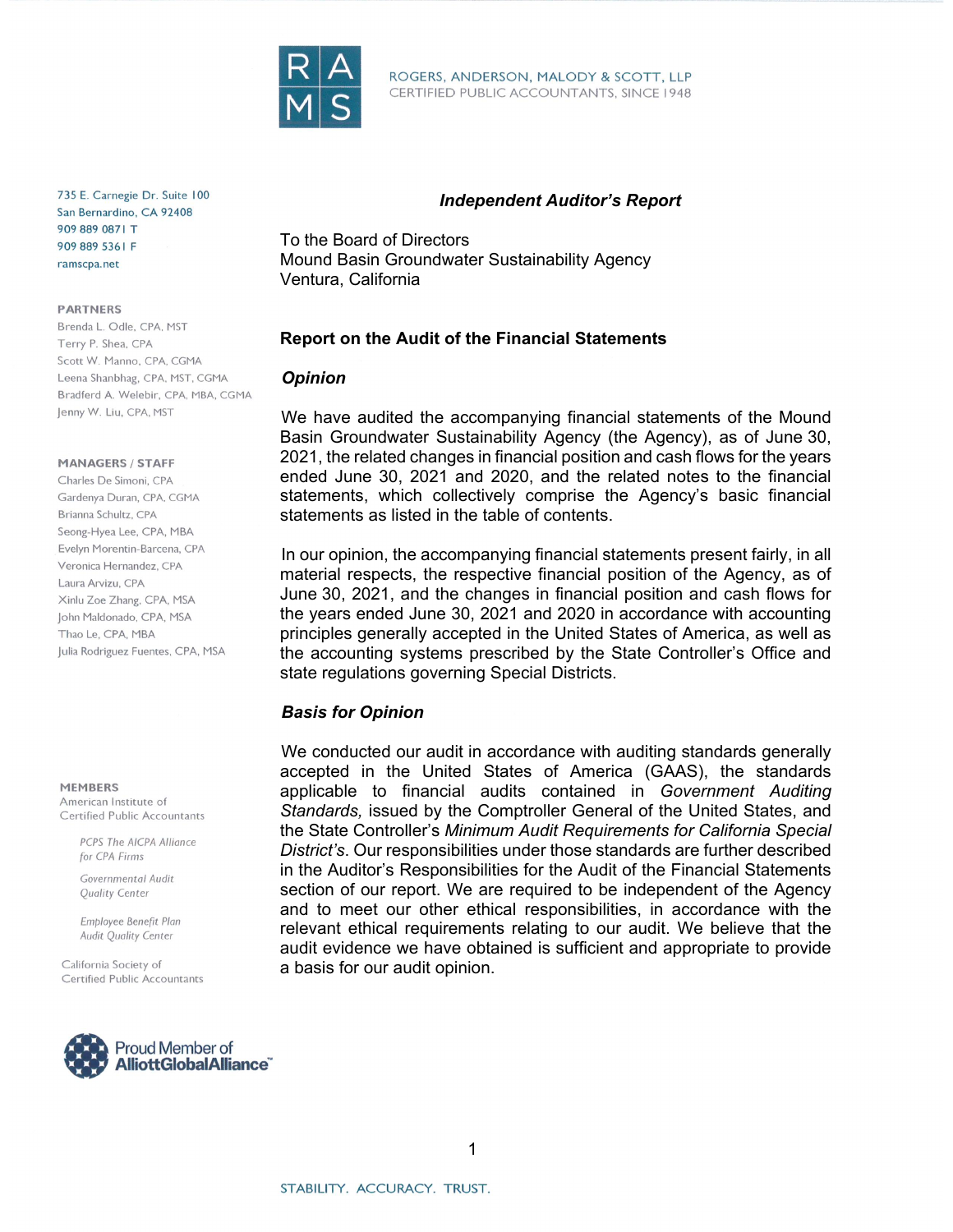ROGERS, ANDERSON, MALODY & SCOTT, LLP
CERTIFIED PUBLIC ACCOUNTANTS, SINCE 1948

735 E. Carnegie Dr. Suite 100
San Bernardino, CA 92408
909 889 0871 T
909 889 5361 F
ramscpa.net

**PARTNERS**
Brenda L. Odle, CPA, MST
Terry P. Shea, CPA
Scott W. Manno, CPA, CGMA
Leena Shanbhag, CPA, MST, CGMA
Bradferd A. Welebir, CPA, MBA, CGMA
Jenny W. Liu, CPA, MST

**MANAGERS / STAFF**
Charles De Simoni, CPA
Gardenya Duran, CPA, CGMA
Brianna Schultz, CPA
Seong-Hyea Lee, CPA, MBA
Evelyn Morentin-Barcena, CPA
Veronica Hernandez, CPA
Laura Arvizu, CPA
Xinlu Zoe Zhang, CPA, MSA
John Maldonado, CPA, MSA
Thao Le, CPA, MBA
Julia Rodriguez Fuentes, CPA, MSA

**MEMBERS**
American Institute of Certified Public Accountants

*PCPS The AICPA Alliance for CPA Firms*

*Governmental Audit Quality Center*

*Employee Benefit Plan Audit Quality Center*

California Society of Certified Public Accountants

Proud Member of AlliottGlobalAlliance™

# *Independent Auditor's Report*

To the Board of Directors
Mound Basin Groundwater Sustainability Agency
Ventura, California

## Report on the Audit of the Financial Statements

### *Opinion*

We have audited the accompanying financial statements of the Mound Basin Groundwater Sustainability Agency (the Agency), as of June 30, 2021, the related changes in financial position and cash flows for the years ended June 30, 2021 and 2020, and the related notes to the financial statements, which collectively comprise the Agency's basic financial statements as listed in the table of contents.

In our opinion, the accompanying financial statements present fairly, in all material respects, the respective financial position of the Agency, as of June 30, 2021, and the changes in financial position and cash flows for the years ended June 30, 2021 and 2020 in accordance with accounting principles generally accepted in the United States of America, as well as the accounting systems prescribed by the State Controller's Office and state regulations governing Special Districts.

### *Basis for Opinion*

We conducted our audit in accordance with auditing standards generally accepted in the United States of America (GAAS), the standards applicable to financial audits contained in *Government Auditing Standards,* issued by the Comptroller General of the United States, and the State Controller's *Minimum Audit Requirements for California Special District's*. Our responsibilities under those standards are further described in the Auditor's Responsibilities for the Audit of the Financial Statements section of our report. We are required to be independent of the Agency and to meet our other ethical responsibilities, in accordance with the relevant ethical requirements relating to our audit. We believe that the audit evidence we have obtained is sufficient and appropriate to provide a basis for our audit opinion.

STABILITY. ACCURACY. TRUST.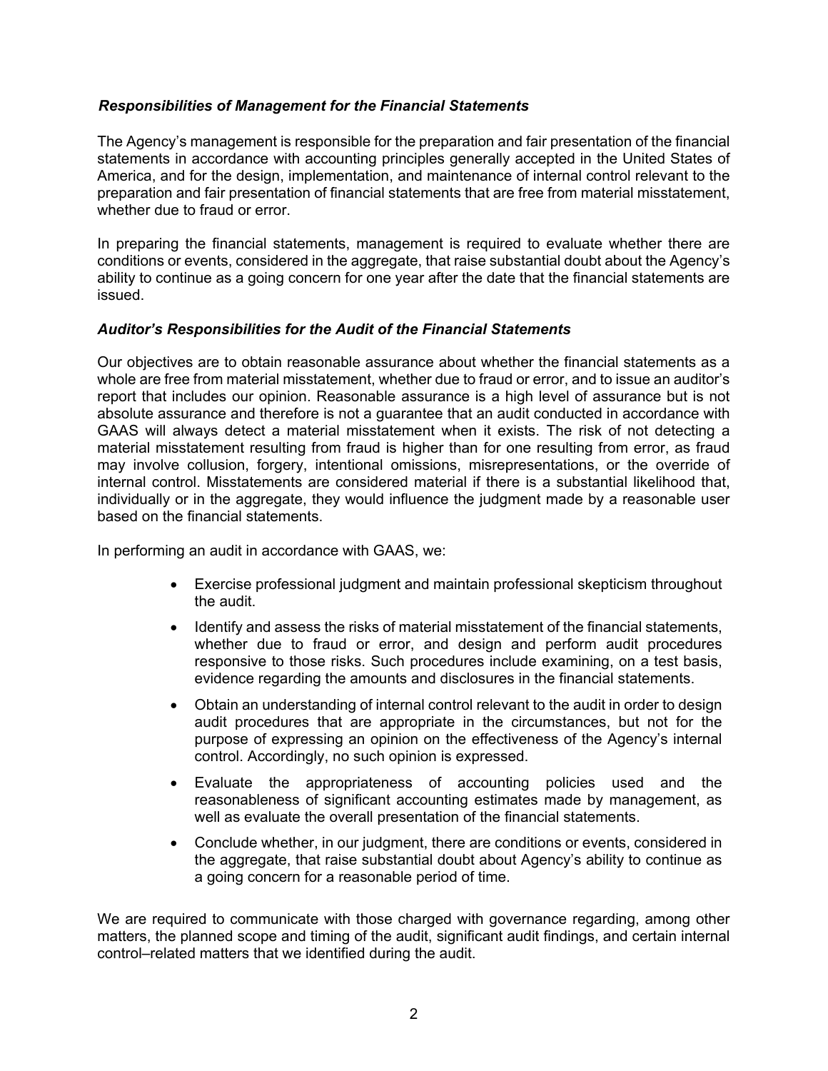### *Responsibilities of Management for the Financial Statements*

The Agency's management is responsible for the preparation and fair presentation of the financial statements in accordance with accounting principles generally accepted in the United States of America, and for the design, implementation, and maintenance of internal control relevant to the preparation and fair presentation of financial statements that are free from material misstatement, whether due to fraud or error.

In preparing the financial statements, management is required to evaluate whether there are conditions or events, considered in the aggregate, that raise substantial doubt about the Agency's ability to continue as a going concern for one year after the date that the financial statements are issued.

### *Auditor's Responsibilities for the Audit of the Financial Statements*

Our objectives are to obtain reasonable assurance about whether the financial statements as a whole are free from material misstatement, whether due to fraud or error, and to issue an auditor's report that includes our opinion. Reasonable assurance is a high level of assurance but is not absolute assurance and therefore is not a guarantee that an audit conducted in accordance with GAAS will always detect a material misstatement when it exists. The risk of not detecting a material misstatement resulting from fraud is higher than for one resulting from error, as fraud may involve collusion, forgery, intentional omissions, misrepresentations, or the override of internal control. Misstatements are considered material if there is a substantial likelihood that, individually or in the aggregate, they would influence the judgment made by a reasonable user based on the financial statements.

In performing an audit in accordance with GAAS, we:

- Exercise professional judgment and maintain professional skepticism throughout the audit.
- Identify and assess the risks of material misstatement of the financial statements, whether due to fraud or error, and design and perform audit procedures responsive to those risks. Such procedures include examining, on a test basis, evidence regarding the amounts and disclosures in the financial statements.
- Obtain an understanding of internal control relevant to the audit in order to design audit procedures that are appropriate in the circumstances, but not for the purpose of expressing an opinion on the effectiveness of the Agency's internal control. Accordingly, no such opinion is expressed.
- Evaluate the appropriateness of accounting policies used and the reasonableness of significant accounting estimates made by management, as well as evaluate the overall presentation of the financial statements.
- Conclude whether, in our judgment, there are conditions or events, considered in the aggregate, that raise substantial doubt about Agency's ability to continue as a going concern for a reasonable period of time.

We are required to communicate with those charged with governance regarding, among other matters, the planned scope and timing of the audit, significant audit findings, and certain internal control–related matters that we identified during the audit.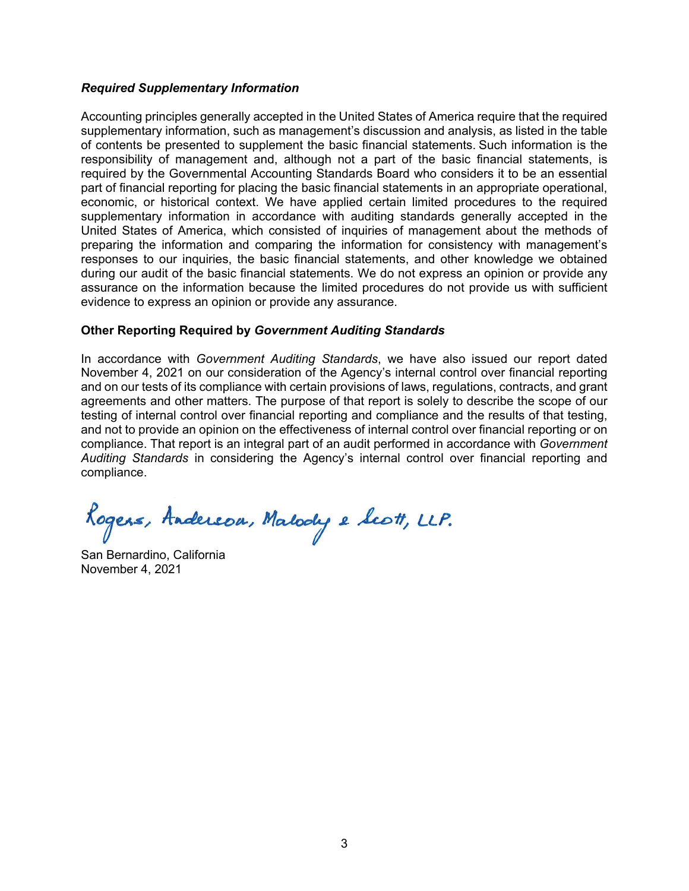### *Required Supplementary Information*

Accounting principles generally accepted in the United States of America require that the required supplementary information, such as management's discussion and analysis, as listed in the table of contents be presented to supplement the basic financial statements. Such information is the responsibility of management and, although not a part of the basic financial statements, is required by the Governmental Accounting Standards Board who considers it to be an essential part of financial reporting for placing the basic financial statements in an appropriate operational, economic, or historical context. We have applied certain limited procedures to the required supplementary information in accordance with auditing standards generally accepted in the United States of America, which consisted of inquiries of management about the methods of preparing the information and comparing the information for consistency with management's responses to our inquiries, the basic financial statements, and other knowledge we obtained during our audit of the basic financial statements. We do not express an opinion or provide any assurance on the information because the limited procedures do not provide us with sufficient evidence to express an opinion or provide any assurance.

### Other Reporting Required by *Government Auditing Standards*

In accordance with *Government Auditing Standards*, we have also issued our report dated November 4, 2021 on our consideration of the Agency's internal control over financial reporting and on our tests of its compliance with certain provisions of laws, regulations, contracts, and grant agreements and other matters. The purpose of that report is solely to describe the scope of our testing of internal control over financial reporting and compliance and the results of that testing, and not to provide an opinion on the effectiveness of internal control over financial reporting or on compliance. That report is an integral part of an audit performed in accordance with *Government Auditing Standards* in considering the Agency's internal control over financial reporting and compliance.

Rogers, Anderson, Malody & Scott, LLP.

San Bernardino, California
November 4, 2021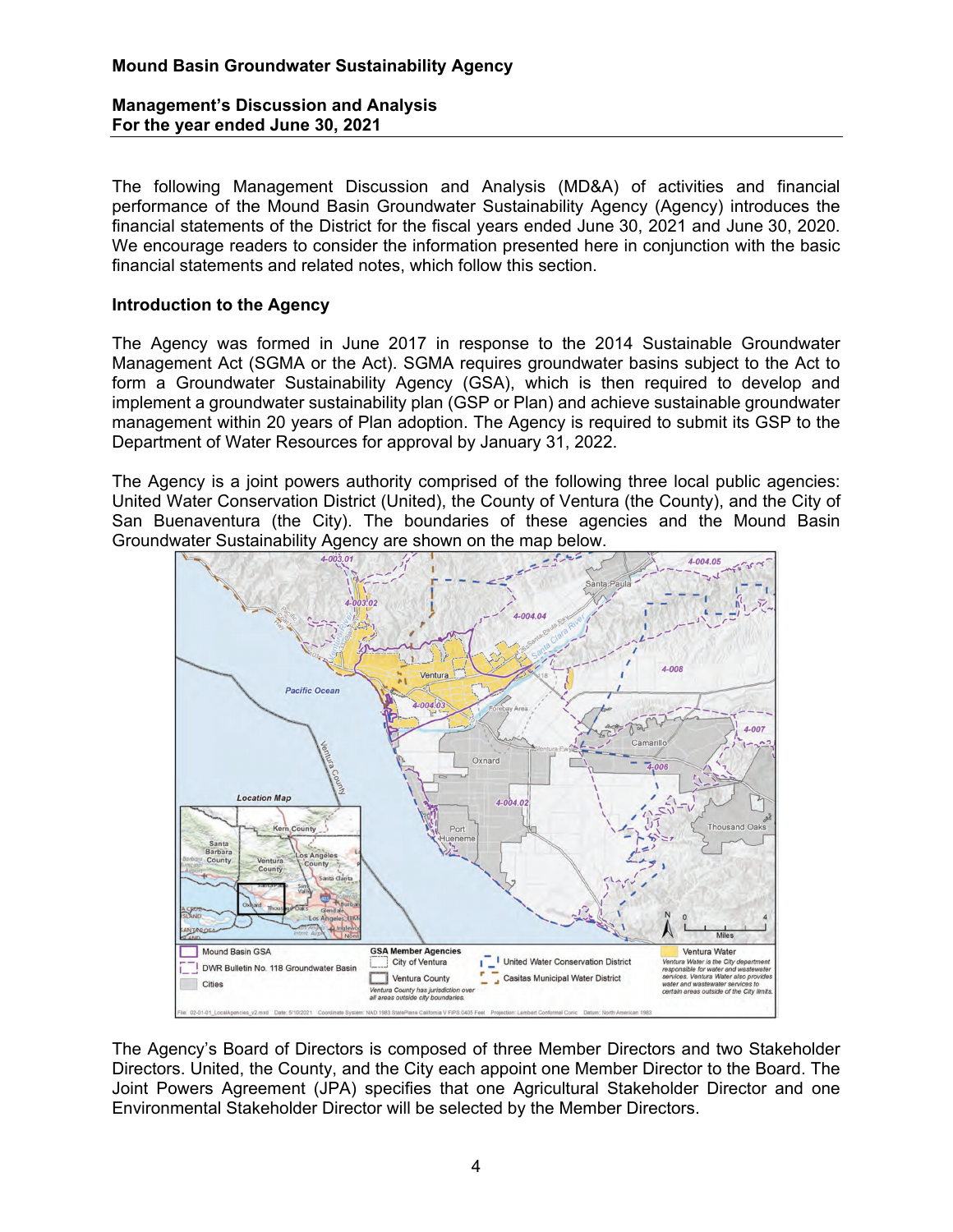**Mound Basin Groundwater Sustainability Agency**

**Management's Discussion and Analysis**
**For the year ended June 30, 2021**

The following Management Discussion and Analysis (MD&A) of activities and financial performance of the Mound Basin Groundwater Sustainability Agency (Agency) introduces the financial statements of the District for the fiscal years ended June 30, 2021 and June 30, 2020. We encourage readers to consider the information presented here in conjunction with the basic financial statements and related notes, which follow this section.

### Introduction to the Agency

The Agency was formed in June 2017 in response to the 2014 Sustainable Groundwater Management Act (SGMA or the Act). SGMA requires groundwater basins subject to the Act to form a Groundwater Sustainability Agency (GSA), which is then required to develop and implement a groundwater sustainability plan (GSP or Plan) and achieve sustainable groundwater management within 20 years of Plan adoption. The Agency is required to submit its GSP to the Department of Water Resources for approval by January 31, 2022.

The Agency is a joint powers authority comprised of the following three local public agencies: United Water Conservation District (United), the County of Ventura (the County), and the City of San Buenaventura (the City). The boundaries of these agencies and the Mound Basin Groundwater Sustainability Agency are shown on the map below.

The Agency's Board of Directors is composed of three Member Directors and two Stakeholder Directors. United, the County, and the City each appoint one Member Director to the Board. The Joint Powers Agreement (JPA) specifies that one Agricultural Stakeholder Director and one Environmental Stakeholder Director will be selected by the Member Directors.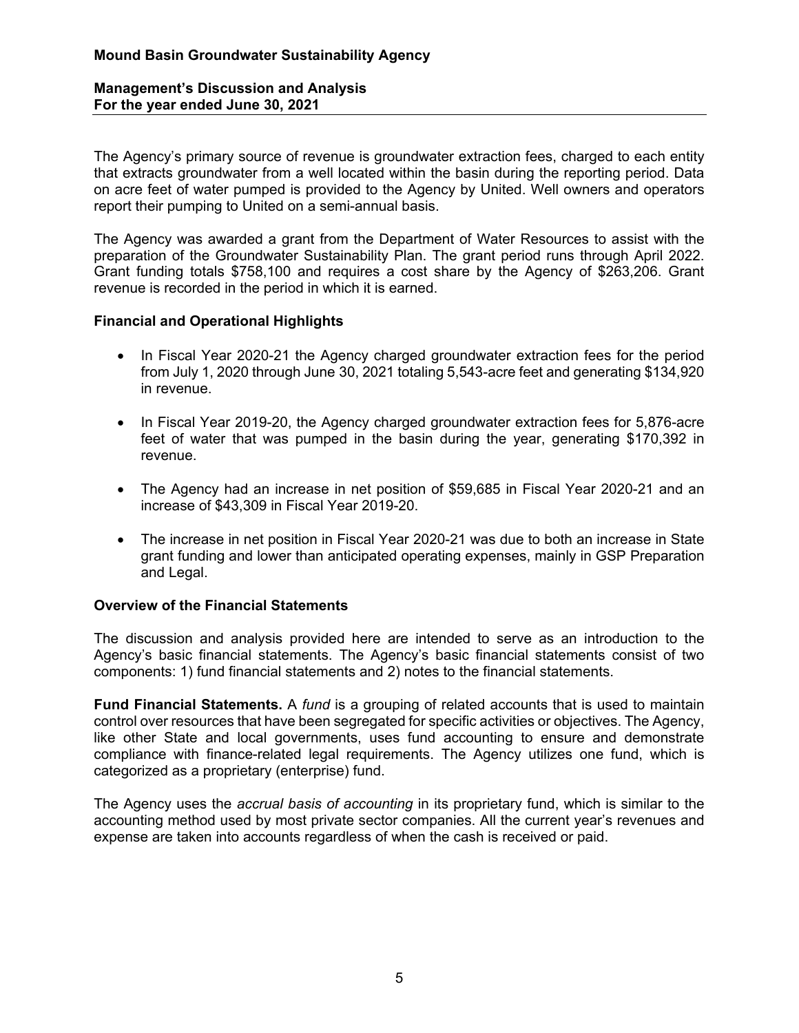The Agency's primary source of revenue is groundwater extraction fees, charged to each entity that extracts groundwater from a well located within the basin during the reporting period. Data on acre feet of water pumped is provided to the Agency by United. Well owners and operators report their pumping to United on a semi-annual basis.

The Agency was awarded a grant from the Department of Water Resources to assist with the preparation of the Groundwater Sustainability Plan. The grant period runs through April 2022. Grant funding totals $758,100 and requires a cost share by the Agency of $263,206. Grant revenue is recorded in the period in which it is earned.

### Financial and Operational Highlights

- In Fiscal Year 2020-21 the Agency charged groundwater extraction fees for the period from July 1, 2020 through June 30, 2021 totaling 5,543-acre feet and generating $134,920 in revenue.
- In Fiscal Year 2019-20, the Agency charged groundwater extraction fees for 5,876-acre feet of water that was pumped in the basin during the year, generating $170,392 in revenue.
- The Agency had an increase in net position of $59,685 in Fiscal Year 2020-21 and an increase of $43,309 in Fiscal Year 2019-20.
- The increase in net position in Fiscal Year 2020-21 was due to both an increase in State grant funding and lower than anticipated operating expenses, mainly in GSP Preparation and Legal.

### Overview of the Financial Statements

The discussion and analysis provided here are intended to serve as an introduction to the Agency's basic financial statements. The Agency's basic financial statements consist of two components: 1) fund financial statements and 2) notes to the financial statements.

**Fund Financial Statements.** A *fund* is a grouping of related accounts that is used to maintain control over resources that have been segregated for specific activities or objectives. The Agency, like other State and local governments, uses fund accounting to ensure and demonstrate compliance with finance-related legal requirements. The Agency utilizes one fund, which is categorized as a proprietary (enterprise) fund.

The Agency uses the *accrual basis of accounting* in its proprietary fund, which is similar to the accounting method used by most private sector companies. All the current year's revenues and expense are taken into accounts regardless of when the cash is received or paid.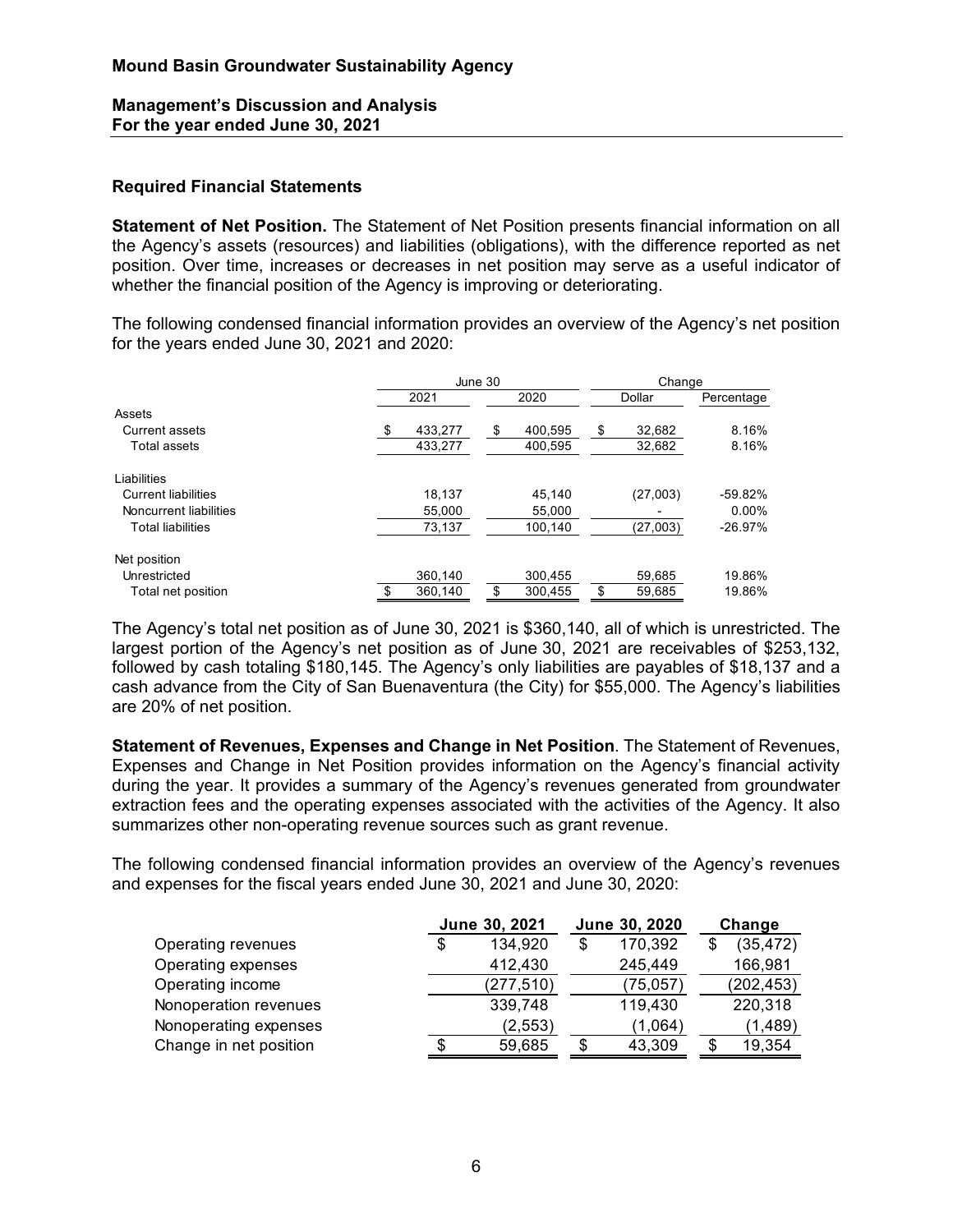**Mound Basin Groundwater Sustainability Agency**

**Management's Discussion and Analysis**
**For the year ended June 30, 2021**

## Required Financial Statements

**Statement of Net Position.** The Statement of Net Position presents financial information on all the Agency's assets (resources) and liabilities (obligations), with the difference reported as net position. Over time, increases or decreases in net position may serve as a useful indicator of whether the financial position of the Agency is improving or deteriorating.

The following condensed financial information provides an overview of the Agency's net position for the years ended June 30, 2021 and 2020:

| | June 30 | | Change | |
|---|---|---|---|---|
| | 2021 | 2020 | Dollar | Percentage |
| Assets | | | | |
| Current assets | $ 433,277 | $ 400,595 | $ 32,682 | 8.16% |
| Total assets | 433,277 | 400,595 | 32,682 | 8.16% |
| Liabilities | | | | |
| Current liabilities | 18,137 | 45,140 | (27,003) | -59.82% |
| Noncurrent liabilities | 55,000 | 55,000 | - | 0.00% |
| Total liabilities | 73,137 | 100,140 | (27,003) | -26.97% |
| Net position | | | | |
| Unrestricted | 360,140 | 300,455 | 59,685 | 19.86% |
| Total net position | $ 360,140 | $ 300,455 | $ 59,685 | 19.86% |

The Agency's total net position as of June 30, 2021 is $360,140, all of which is unrestricted. The largest portion of the Agency's net position as of June 30, 2021 are receivables of $253,132, followed by cash totaling $180,145. The Agency's only liabilities are payables of $18,137 and a cash advance from the City of San Buenaventura (the City) for $55,000. The Agency's liabilities are 20% of net position.

**Statement of Revenues, Expenses and Change in Net Position**. The Statement of Revenues, Expenses and Change in Net Position provides information on the Agency's financial activity during the year. It provides a summary of the Agency's revenues generated from groundwater extraction fees and the operating expenses associated with the activities of the Agency. It also summarizes other non-operating revenue sources such as grant revenue.

The following condensed financial information provides an overview of the Agency's revenues and expenses for the fiscal years ended June 30, 2021 and June 30, 2020:

| | June 30, 2021 | June 30, 2020 | Change |
|---|---|---|---|
| Operating revenues | $ 134,920 | $ 170,392 | $ (35,472) |
| Operating expenses | 412,430 | 245,449 | 166,981 |
| Operating income | (277,510) | (75,057) | (202,453) |
| Nonoperation revenues | 339,748 | 119,430 | 220,318 |
| Nonoperating expenses | (2,553) | (1,064) | (1,489) |
| Change in net position | $ 59,685 | $ 43,309 | $ 19,354 |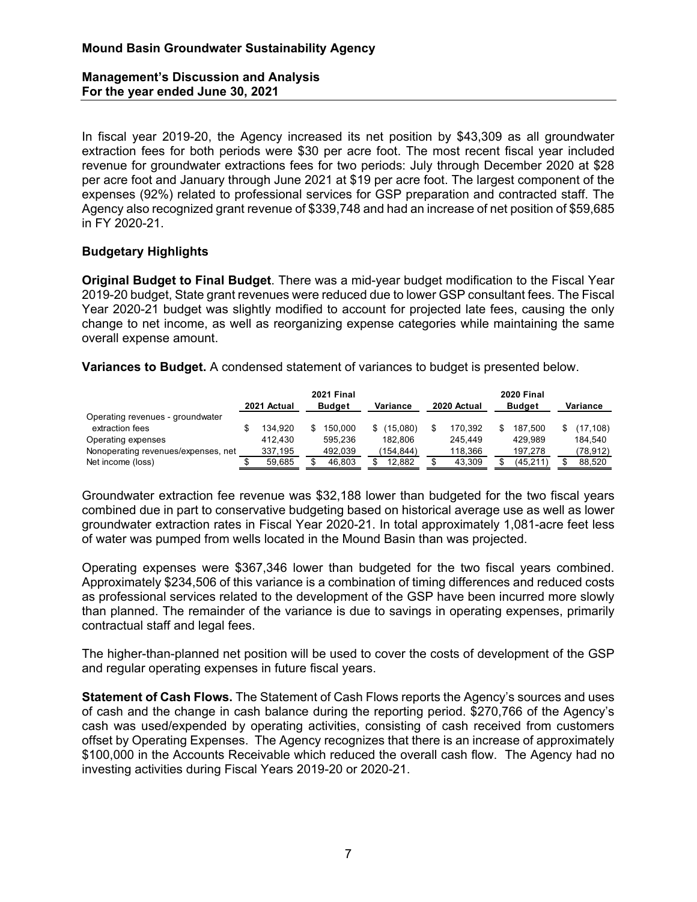In fiscal year 2019-20, the Agency increased its net position by $43,309 as all groundwater extraction fees for both periods were $30 per acre foot. The most recent fiscal year included revenue for groundwater extractions fees for two periods: July through December 2020 at $28 per acre foot and January through June 2021 at $19 per acre foot. The largest component of the expenses (92%) related to professional services for GSP preparation and contracted staff. The Agency also recognized grant revenue of $339,748 and had an increase of net position of $59,685 in FY 2020-21.

### Budgetary Highlights

**Original Budget to Final Budget**. There was a mid-year budget modification to the Fiscal Year 2019-20 budget, State grant revenues were reduced due to lower GSP consultant fees. The Fiscal Year 2020-21 budget was slightly modified to account for projected late fees, causing the only change to net income, as well as reorganizing expense categories while maintaining the same overall expense amount.

**Variances to Budget.** A condensed statement of variances to budget is presented below.

| | 2021 Actual | 2021 Final Budget | Variance | 2020 Actual | 2020 Final Budget | Variance |
|---|---|---|---|---|---|---|
| Operating revenues - groundwater extraction fees | $ 134,920 | $ 150,000 | $ (15,080) | $ 170,392 | $ 187,500 | $ (17,108) |
| Operating expenses | 412,430 | 595,236 | 182,806 | 245,449 | 429,989 | 184,540 |
| Nonoperating revenues/expenses, net | 337,195 | 492,039 | (154,844) | 118,366 | 197,278 | (78,912) |
| Net income (loss) | $ 59,685 | $ 46,803 | $ 12,882 | $ 43,309 | $ (45,211) | $ 88,520 |

Groundwater extraction fee revenue was $32,188 lower than budgeted for the two fiscal years combined due in part to conservative budgeting based on historical average use as well as lower groundwater extraction rates in Fiscal Year 2020-21. In total approximately 1,081-acre feet less of water was pumped from wells located in the Mound Basin than was projected.

Operating expenses were $367,346 lower than budgeted for the two fiscal years combined. Approximately $234,506 of this variance is a combination of timing differences and reduced costs as professional services related to the development of the GSP have been incurred more slowly than planned. The remainder of the variance is due to savings in operating expenses, primarily contractual staff and legal fees.

The higher-than-planned net position will be used to cover the costs of development of the GSP and regular operating expenses in future fiscal years.

**Statement of Cash Flows.** The Statement of Cash Flows reports the Agency's sources and uses of cash and the change in cash balance during the reporting period. $270,766 of the Agency's cash was used/expended by operating activities, consisting of cash received from customers offset by Operating Expenses. The Agency recognizes that there is an increase of approximately $100,000 in the Accounts Receivable which reduced the overall cash flow. The Agency had no investing activities during Fiscal Years 2019-20 or 2020-21.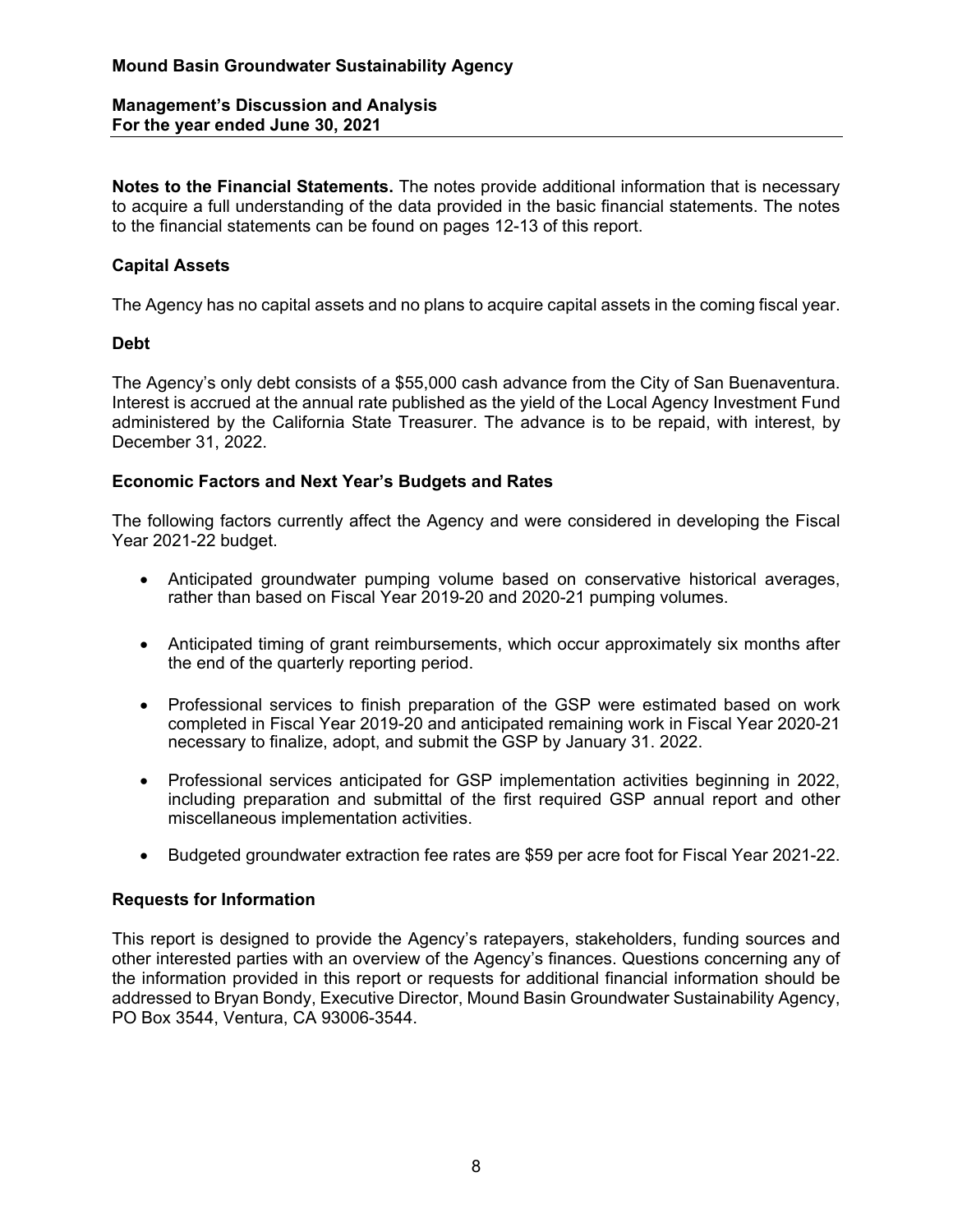**Notes to the Financial Statements.** The notes provide additional information that is necessary to acquire a full understanding of the data provided in the basic financial statements. The notes to the financial statements can be found on pages 12-13 of this report.

## Capital Assets

The Agency has no capital assets and no plans to acquire capital assets in the coming fiscal year.

## Debt

The Agency's only debt consists of a $55,000 cash advance from the City of San Buenaventura. Interest is accrued at the annual rate published as the yield of the Local Agency Investment Fund administered by the California State Treasurer. The advance is to be repaid, with interest, by December 31, 2022.

## Economic Factors and Next Year's Budgets and Rates

The following factors currently affect the Agency and were considered in developing the Fiscal Year 2021-22 budget.

- Anticipated groundwater pumping volume based on conservative historical averages, rather than based on Fiscal Year 2019-20 and 2020-21 pumping volumes.
- Anticipated timing of grant reimbursements, which occur approximately six months after the end of the quarterly reporting period.
- Professional services to finish preparation of the GSP were estimated based on work completed in Fiscal Year 2019-20 and anticipated remaining work in Fiscal Year 2020-21 necessary to finalize, adopt, and submit the GSP by January 31. 2022.
- Professional services anticipated for GSP implementation activities beginning in 2022, including preparation and submittal of the first required GSP annual report and other miscellaneous implementation activities.
- Budgeted groundwater extraction fee rates are $59 per acre foot for Fiscal Year 2021-22.

## Requests for Information

This report is designed to provide the Agency's ratepayers, stakeholders, funding sources and other interested parties with an overview of the Agency's finances. Questions concerning any of the information provided in this report or requests for additional financial information should be addressed to Bryan Bondy, Executive Director, Mound Basin Groundwater Sustainability Agency, PO Box 3544, Ventura, CA 93006-3544.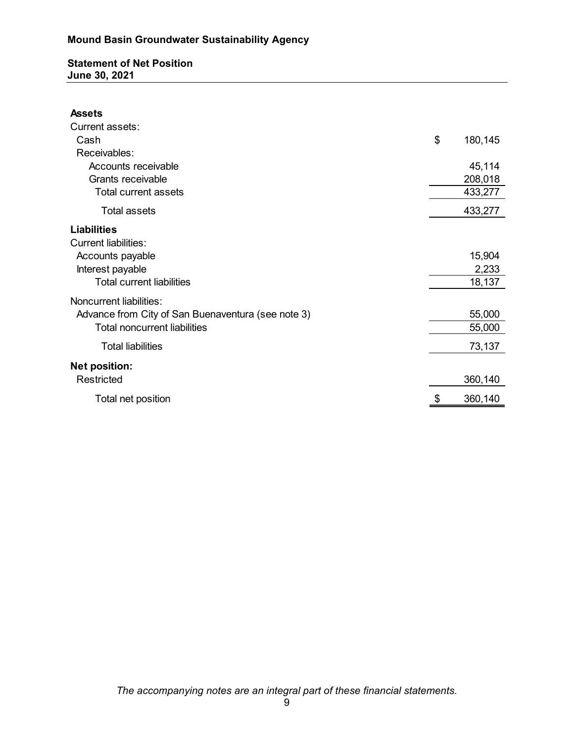**Mound Basin Groundwater Sustainability Agency**

**Statement of Net Position**
**June 30, 2021**

| | |
|---|---|
| **Assets** | |
| Current assets: | |
| Cash | $ 180,145 |
| Receivables: | |
| Accounts receivable | 45,114 |
| Grants receivable | 208,018 |
| Total current assets | 433,277 |
| Total assets | 433,277 |
| **Liabilities** | |
| Current liabilities: | |
| Accounts payable | 15,904 |
| Interest payable | 2,233 |
| Total current liabilities | 18,137 |
| Noncurrent liabilities: | |
| Advance from City of San Buenaventura (see note 3) | 55,000 |
| Total noncurrent liabilities | 55,000 |
| Total liabilities | 73,137 |
| **Net position:** | |
| Restricted | 360,140 |
| Total net position | $ 360,140 |

*The accompanying notes are an integral part of these financial statements.*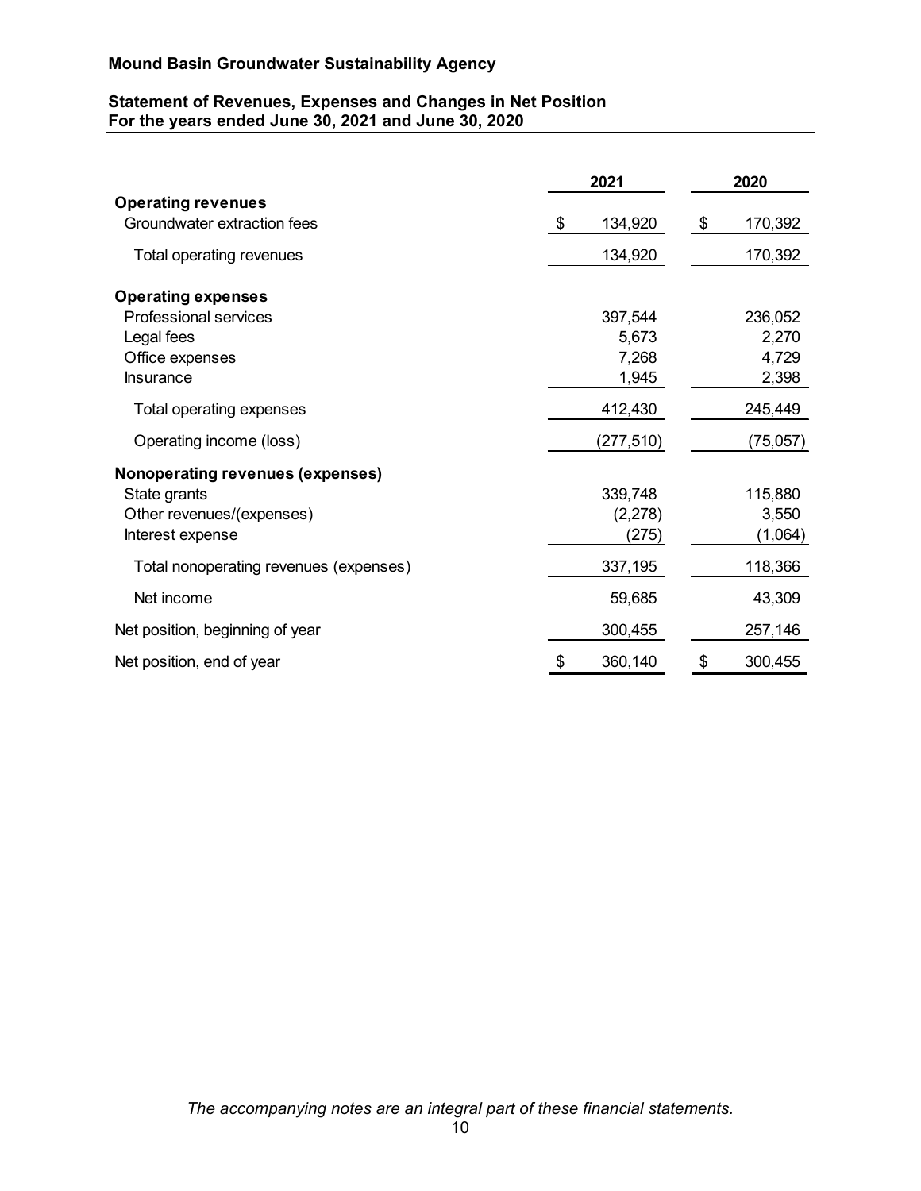**Mound Basin Groundwater Sustainability Agency**

**Statement of Revenues, Expenses and Changes in Net Position**
**For the years ended June 30, 2021 and June 30, 2020**

| | 2021 | 2020 |
|---|---|---|
| **Operating revenues** | | |
| Groundwater extraction fees | $ 134,920 | $ 170,392 |
| Total operating revenues | 134,920 | 170,392 |
| **Operating expenses** | | |
| Professional services | 397,544 | 236,052 |
| Legal fees | 5,673 | 2,270 |
| Office expenses | 7,268 | 4,729 |
| Insurance | 1,945 | 2,398 |
| Total operating expenses | 412,430 | 245,449 |
| Operating income (loss) | (277,510) | (75,057) |
| **Nonoperating revenues (expenses)** | | |
| State grants | 339,748 | 115,880 |
| Other revenues/(expenses) | (2,278) | 3,550 |
| Interest expense | (275) | (1,064) |
| Total nonoperating revenues (expenses) | 337,195 | 118,366 |
| Net income | 59,685 | 43,309 |
| Net position, beginning of year | 300,455 | 257,146 |
| Net position, end of year | $ 360,140 | $ 300,455 |

*The accompanying notes are an integral part of these financial statements.*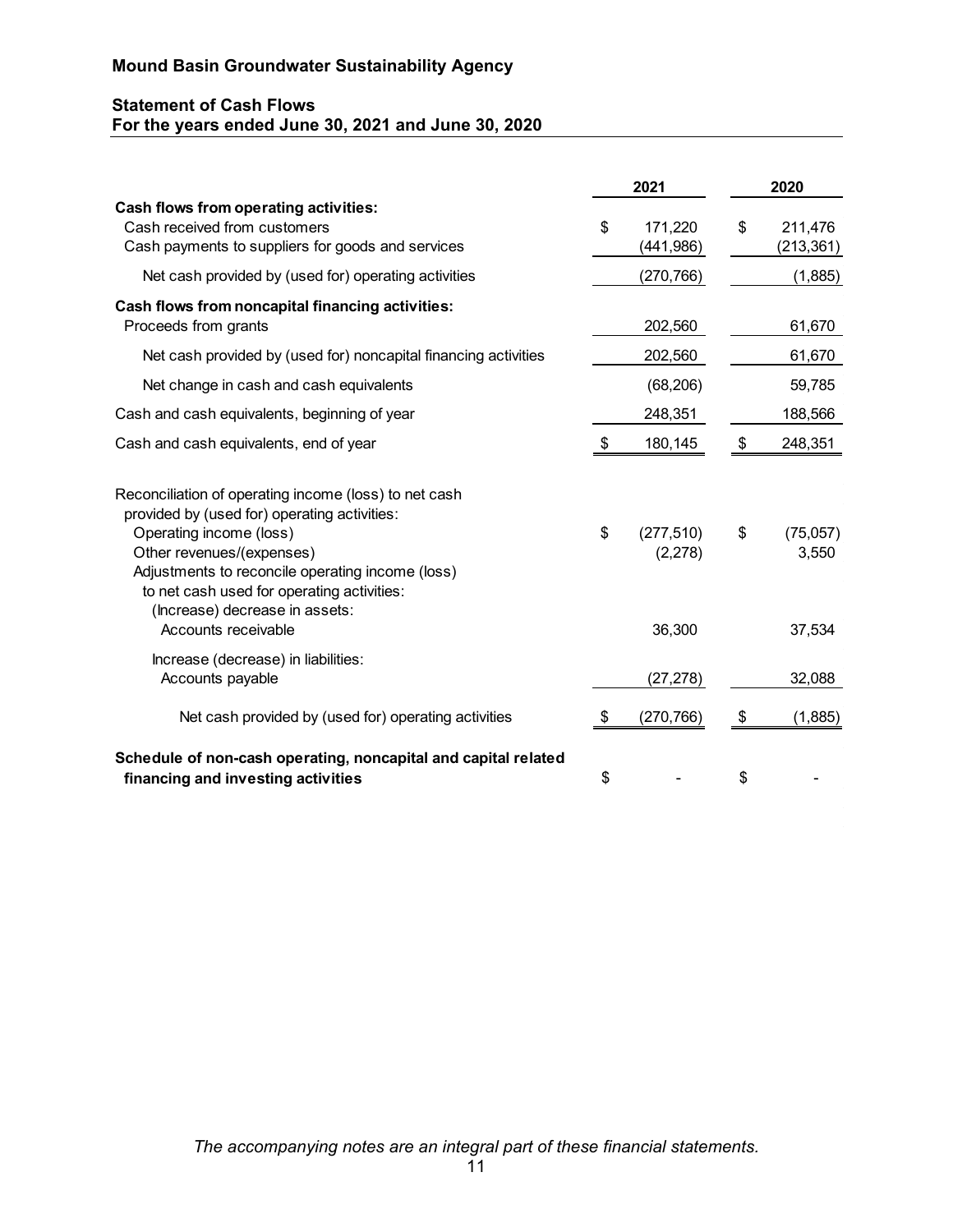**Mound Basin Groundwater Sustainability Agency**

**Statement of Cash Flows**
**For the years ended June 30, 2021 and June 30, 2020**

| | 2021 | 2020 |
|---|---|---|
| **Cash flows from operating activities:** | | |
| Cash received from customers | $ 171,220 | $ 211,476 |
| Cash payments to suppliers for goods and services | (441,986) | (213,361) |
| Net cash provided by (used for) operating activities | (270,766) | (1,885) |
| **Cash flows from noncapital financing activities:** | | |
| Proceeds from grants | 202,560 | 61,670 |
| Net cash provided by (used for) noncapital financing activities | 202,560 | 61,670 |
| Net change in cash and cash equivalents | (68,206) | 59,785 |
| Cash and cash equivalents, beginning of year | 248,351 | 188,566 |
| Cash and cash equivalents, end of year | $ 180,145 | $ 248,351 |
| | | |
| Reconciliation of operating income (loss) to net cash provided by (used for) operating activities: | | |
| Operating income (loss) | $ (277,510) | $ (75,057) |
| Other revenues/(expenses) | (2,278) | 3,550 |
| Adjustments to reconcile operating income (loss) to net cash used for operating activities: | | |
| (Increase) decrease in assets: | | |
| Accounts receivable | 36,300 | 37,534 |
| Increase (decrease) in liabilities: | | |
| Accounts payable | (27,278) | 32,088 |
| Net cash provided by (used for) operating activities | $ (270,766) | $ (1,885) |
| | | |
| **Schedule of non-cash operating, noncapital and capital related financing and investing activities** | $ - | $ - |

*The accompanying notes are an integral part of these financial statements.*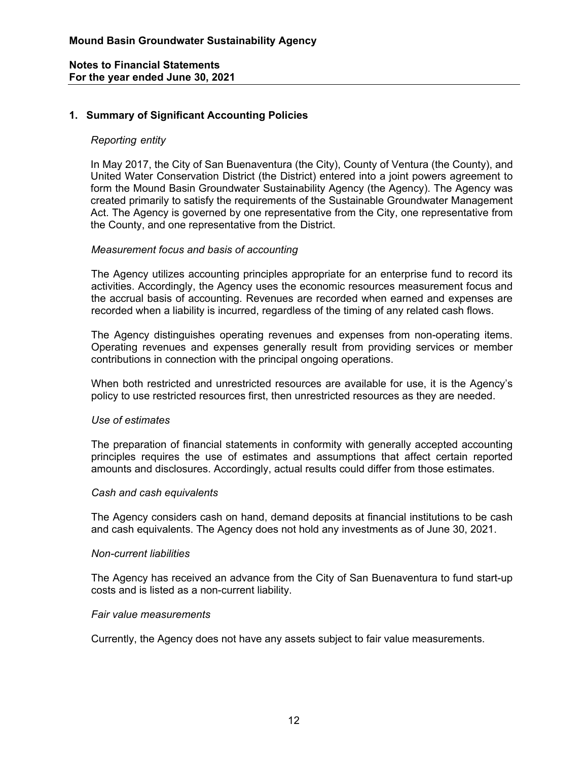**Mound Basin Groundwater Sustainability Agency**

**Notes to Financial Statements**
**For the year ended June 30, 2021**

## 1. Summary of Significant Accounting Policies

*Reporting entity*

In May 2017, the City of San Buenaventura (the City), County of Ventura (the County), and United Water Conservation District (the District) entered into a joint powers agreement to form the Mound Basin Groundwater Sustainability Agency (the Agency). The Agency was created primarily to satisfy the requirements of the Sustainable Groundwater Management Act. The Agency is governed by one representative from the City, one representative from the County, and one representative from the District.

*Measurement focus and basis of accounting*

The Agency utilizes accounting principles appropriate for an enterprise fund to record its activities. Accordingly, the Agency uses the economic resources measurement focus and the accrual basis of accounting. Revenues are recorded when earned and expenses are recorded when a liability is incurred, regardless of the timing of any related cash flows.

The Agency distinguishes operating revenues and expenses from non-operating items. Operating revenues and expenses generally result from providing services or member contributions in connection with the principal ongoing operations.

When both restricted and unrestricted resources are available for use, it is the Agency's policy to use restricted resources first, then unrestricted resources as they are needed.

*Use of estimates*

The preparation of financial statements in conformity with generally accepted accounting principles requires the use of estimates and assumptions that affect certain reported amounts and disclosures. Accordingly, actual results could differ from those estimates.

*Cash and cash equivalents*

The Agency considers cash on hand, demand deposits at financial institutions to be cash and cash equivalents. The Agency does not hold any investments as of June 30, 2021.

*Non-current liabilities*

The Agency has received an advance from the City of San Buenaventura to fund start-up costs and is listed as a non-current liability.

*Fair value measurements*

Currently, the Agency does not have any assets subject to fair value measurements.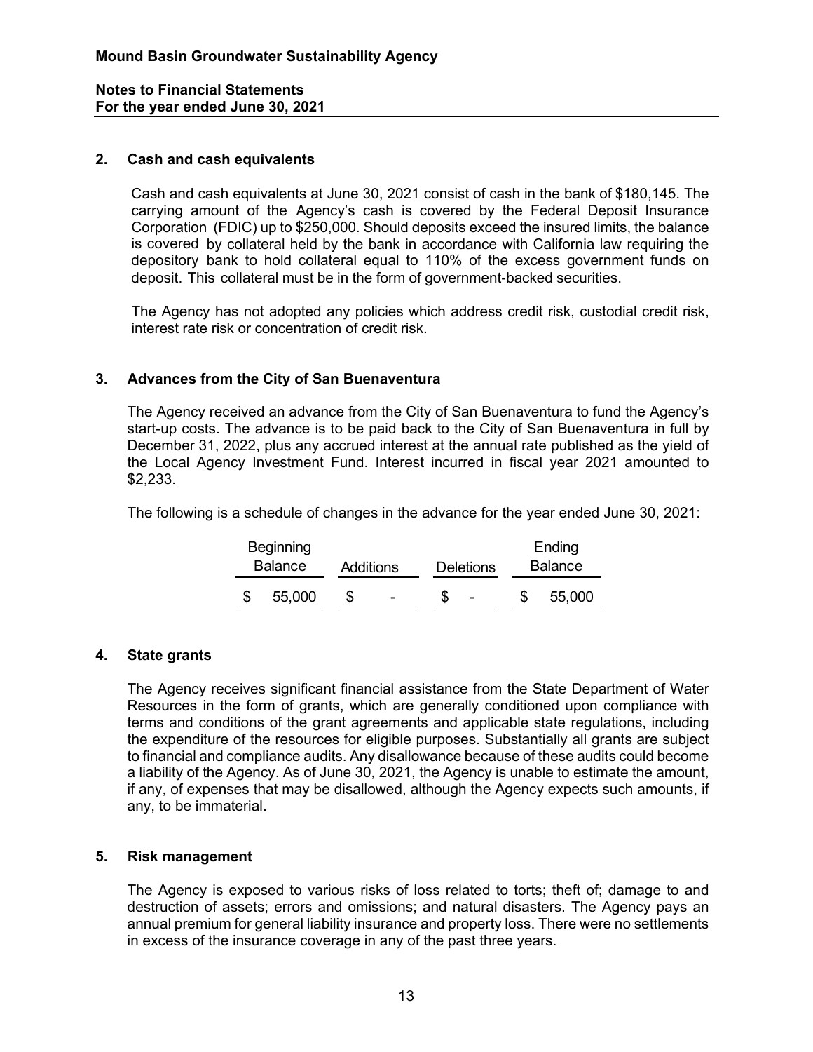**Mound Basin Groundwater Sustainability Agency**

**Notes to Financial Statements**
**For the year ended June 30, 2021**

## 2. Cash and cash equivalents

Cash and cash equivalents at June 30, 2021 consist of cash in the bank of $180,145. The carrying amount of the Agency's cash is covered by the Federal Deposit Insurance Corporation (FDIC) up to $250,000. Should deposits exceed the insured limits, the balance is covered by collateral held by the bank in accordance with California law requiring the depository bank to hold collateral equal to 110% of the excess government funds on deposit. This collateral must be in the form of government-backed securities.

The Agency has not adopted any policies which address credit risk, custodial credit risk, interest rate risk or concentration of credit risk.

## 3. Advances from the City of San Buenaventura

The Agency received an advance from the City of San Buenaventura to fund the Agency's start-up costs. The advance is to be paid back to the City of San Buenaventura in full by December 31, 2022, plus any accrued interest at the annual rate published as the yield of the Local Agency Investment Fund. Interest incurred in fiscal year 2021 amounted to $2,233.

The following is a schedule of changes in the advance for the year ended June 30, 2021:

| Beginning Balance | Additions | Deletions | Ending Balance |
|---|---|---|---|
| $ 55,000 | $ - | $ - | $ 55,000 |

## 4. State grants

The Agency receives significant financial assistance from the State Department of Water Resources in the form of grants, which are generally conditioned upon compliance with terms and conditions of the grant agreements and applicable state regulations, including the expenditure of the resources for eligible purposes. Substantially all grants are subject to financial and compliance audits. Any disallowance because of these audits could become a liability of the Agency. As of June 30, 2021, the Agency is unable to estimate the amount, if any, of expenses that may be disallowed, although the Agency expects such amounts, if any, to be immaterial.

## 5. Risk management

The Agency is exposed to various risks of loss related to torts; theft of; damage to and destruction of assets; errors and omissions; and natural disasters. The Agency pays an annual premium for general liability insurance and property loss. There were no settlements in excess of the insurance coverage in any of the past three years.